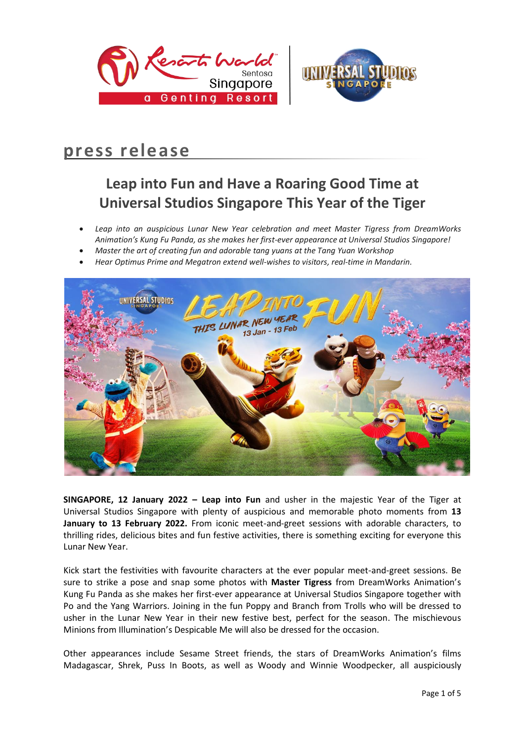# press release

## Leap into Fun and Have a Roaring Good Time at Universal Studios Singapore This Year of the Tiger

- *Leap into an auspicious Lunar New Year celebration and meet Master Tigress from DreamWorks Animation's Kung Fu Panda, as she makes her first-ever appearance at Universal Studios Singapore!*
- *Master the art of creating fun and adorable tang yuans at the Tang Yuan Workshop*
- *Hear Optimus Prime and Megatron extend well-wishes to visitors, real-time in Mandarin.*

**SINGAPORE, 12 January 2022 – Leap into Fun** and usher in the majestic Year of the Tiger at Universal Studios Singapore with plenty of auspicious and memorable photo moments from **13 January to 13 February 2022.** From iconic meet-and-greet sessions with adorable characters, to thrilling rides, delicious bites and fun festive activities, there is something exciting for everyone this Lunar New Year.

Kick start the festivities with favourite characters at the ever popular meet-and-greet sessions. Be sure to strike a pose and snap some photos with **Master Tigress** from DreamWorks Animation's Kung Fu Panda as she makes her first-ever appearance at Universal Studios Singapore together with Po and the Yang Warriors. Joining in the fun Poppy and Branch from Trolls who will be dressed to usher in the Lunar New Year in their new festive best, perfect for the season. The mischievous Minions from Illumination's Despicable Me will also be dressed for the occasion.

Other appearances include Sesame Street friends, the stars of DreamWorks Animation's films Madagascar, Shrek, Puss In Boots, as well as Woody and Winnie Woodpecker, all auspiciously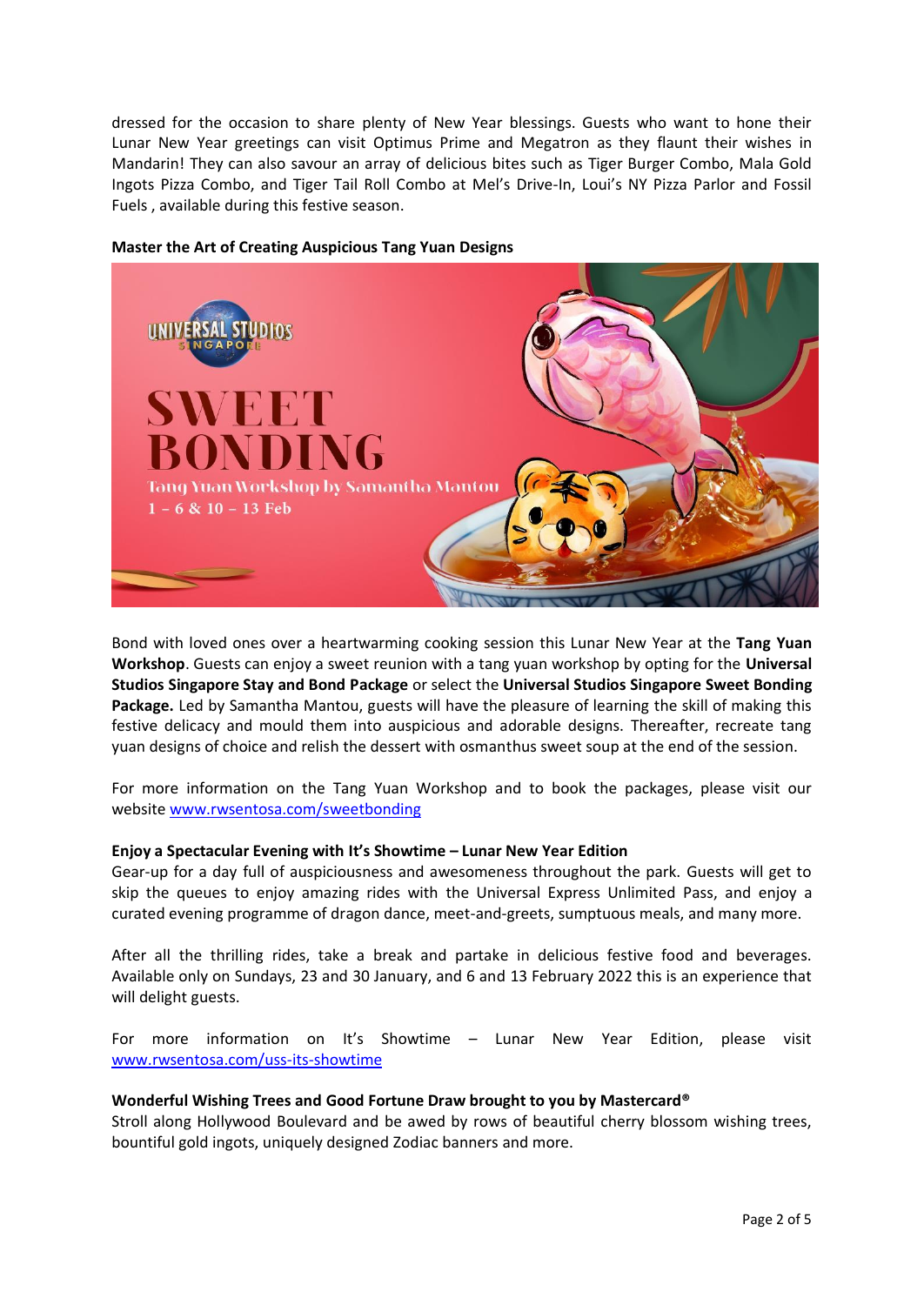dressed for the occasion to share plenty of New Year blessings. Guests who want to hone their Lunar New Year greetings can visit Optimus Prime and Megatron as they flaunt their wishes in Mandarin! They can also savour an array of delicious bites such as Tiger Burger Combo, Mala Gold Ingots Pizza Combo, and Tiger Tail Roll Combo at Mel's Drive-In, Loui's NY Pizza Parlor and Fossil Fuels , available during this festive season.

**Master the Art of Creating Auspicious Tang Yuan Designs**

Bond with loved ones over a heartwarming cooking session this Lunar New Year at the **Tang Yuan Workshop**. Guests can enjoy a sweet reunion with a tang yuan workshop by opting for the **Universal Studios Singapore Stay and Bond Package** or select the **Universal Studios Singapore Sweet Bonding Package.** Led by Samantha Mantou, guests will have the pleasure of learning the skill of making this festive delicacy and mould them into auspicious and adorable designs. Thereafter, recreate tang yuan designs of choice and relish the dessert with osmanthus sweet soup at the end of the session.

For more information on the Tang Yuan Workshop and to book the packages, please visit our website [www.rwsentosa.com/sweetbonding](www.rwsentosa.com/sweetbonding)

**Enjoy a Spectacular Evening with It's Showtime – Lunar New Year Edition**

Gear-up for a day full of auspiciousness and awesomeness throughout the park. Guests will get to skip the queues to enjoy amazing rides with the Universal Express Unlimited Pass, and enjoy a curated evening programme of dragon dance, meet-and-greets, sumptuous meals, and many more.

After all the thrilling rides, take a break and partake in delicious festive food and beverages. Available only on Sundays, 23 and 30 January, and 6 and 13 February 2022 this is an experience that will delight guests.

For more information on It's Showtime – Lunar New Year Edition, please visit [www.rwsentosa.com/uss-its-showtime](www.rwsentosa.com/uss-its-showtime)

**Wonderful Wishing Trees and Good Fortune Draw brought to you by Mastercard®**

Stroll along Hollywood Boulevard and be awed by rows of beautiful cherry blossom wishing trees, bountiful gold ingots, uniquely designed Zodiac banners and more.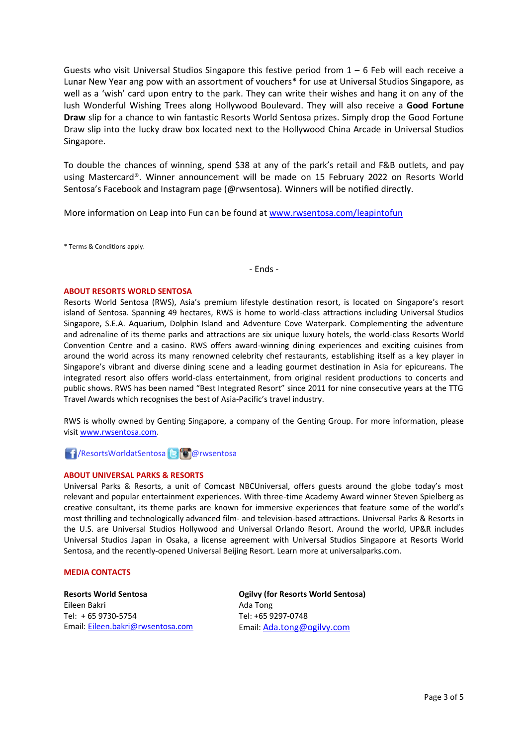Guests who visit Universal Studios Singapore this festive period from 1 – 6 Feb will each receive a Lunar New Year ang pow with an assortment of vouchers* for use at Universal Studios Singapore, as well as a 'wish' card upon entry to the park. They can write their wishes and hang it on any of the lush Wonderful Wishing Trees along Hollywood Boulevard. They will also receive a **Good Fortune Draw** slip for a chance to win fantastic Resorts World Sentosa prizes. Simply drop the Good Fortune Draw slip into the lucky draw box located next to the Hollywood China Arcade in Universal Studios Singapore.

To double the chances of winning, spend $38 at any of the park's retail and F&B outlets, and pay using Mastercard®. Winner announcement will be made on 15 February 2022 on Resorts World Sentosa's Facebook and Instagram page (@rwsentosa). Winners will be notified directly.

More information on Leap into Fun can be found at [www.rwsentosa.com/leapintofun](www.rwsentosa.com/leapintofun)

* Terms & Conditions apply.

- Ends -

**ABOUT RESORTS WORLD SENTOSA**

Resorts World Sentosa (RWS), Asia's premium lifestyle destination resort, is located on Singapore's resort island of Sentosa. Spanning 49 hectares, RWS is home to world-class attractions including Universal Studios Singapore, S.E.A. Aquarium, Dolphin Island and Adventure Cove Waterpark. Complementing the adventure and adrenaline of its theme parks and attractions are six unique luxury hotels, the world-class Resorts World Convention Centre and a casino. RWS offers award-winning dining experiences and exciting cuisines from around the world across its many renowned celebrity chef restaurants, establishing itself as a key player in Singapore's vibrant and diverse dining scene and a leading gourmet destination in Asia for epicureans. The integrated resort also offers world-class entertainment, from original resident productions to concerts and public shows. RWS has been named "Best Integrated Resort" since 2011 for nine consecutive years at the TTG Travel Awards which recognises the best of Asia-Pacific's travel industry.

RWS is wholly owned by Genting Singapore, a company of the Genting Group. For more information, please visit [www.rwsentosa.com](www.rwsentosa.com).

/ResortsWorldatSentosa @rwsentosa

**ABOUT UNIVERSAL PARKS & RESORTS**

Universal Parks & Resorts, a unit of Comcast NBCUniversal, offers guests around the globe today's most relevant and popular entertainment experiences. With three-time Academy Award winner Steven Spielberg as creative consultant, its theme parks are known for immersive experiences that feature some of the world's most thrilling and technologically advanced film- and television-based attractions. Universal Parks & Resorts in the U.S. are Universal Studios Hollywood and Universal Orlando Resort. Around the world, UP&R includes Universal Studios Japan in Osaka, a license agreement with Universal Studios Singapore at Resorts World Sentosa, and the recently-opened Universal Beijing Resort. Learn more at universalparks.com.

**MEDIA CONTACTS**

**Resorts World Sentosa**
Eileen Bakri
Tel: + 65 9730-5754
Email: [Eileen.bakri@rwsentosa.com](mailto:Eileen.bakri@rwsentosa.com)

**Ogilvy (for Resorts World Sentosa)**
Ada Tong
Tel: +65 9297-0748
Email: [Ada.tong@ogilvy.com](mailto:Ada.tong@ogilvy.com)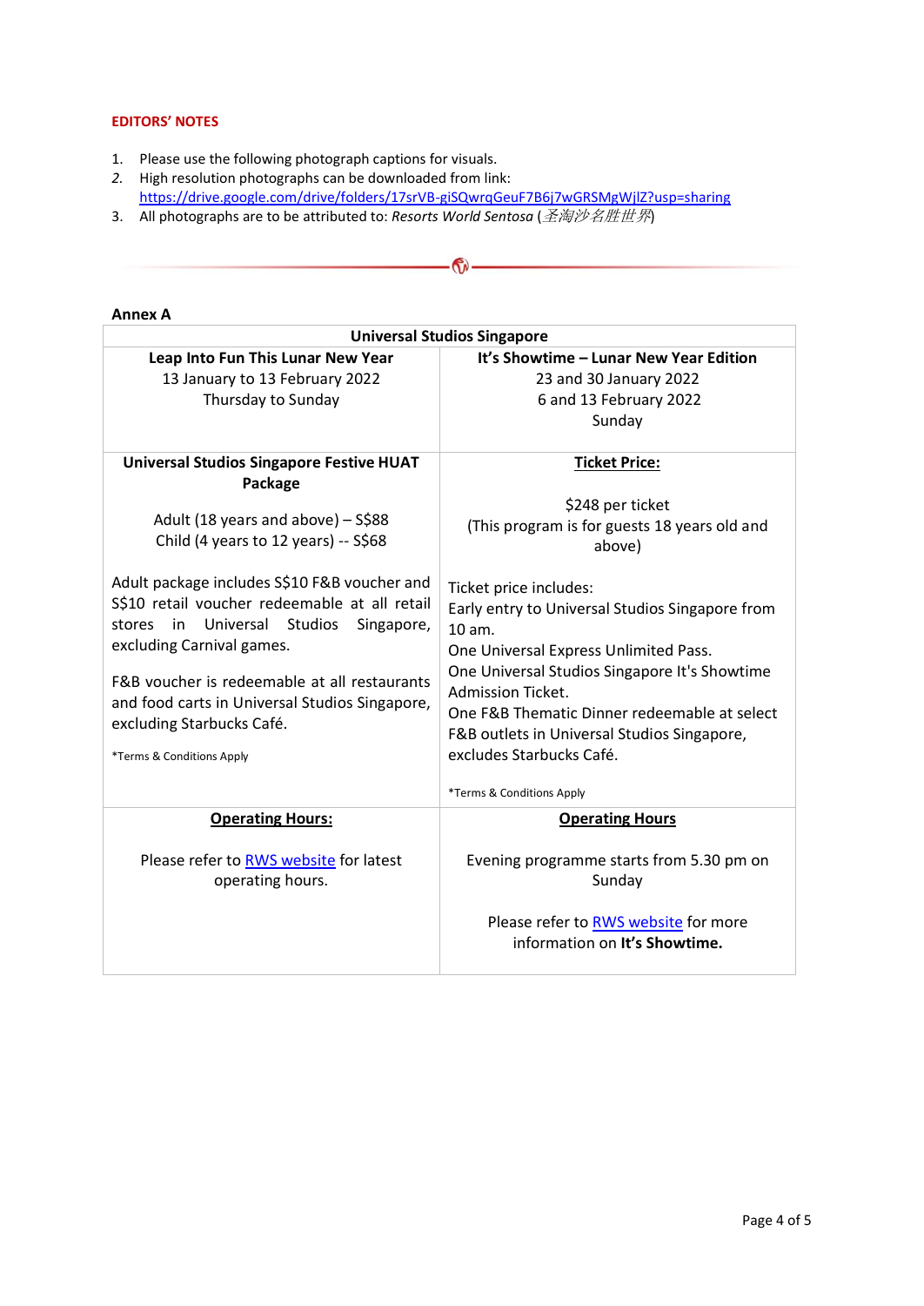**EDITORS' NOTES**

1. Please use the following photograph captions for visuals.
2. High resolution photographs can be downloaded from link: https://drive.google.com/drive/folders/17srVB-giSQwrqGeuF7B6j7wGRSMgWjlZ?usp=sharing
3. All photographs are to be attributed to: *Resorts World Sentosa* (*圣淘沙名胜世界*)

**Annex A**

| Universal Studios Singapore | |
|---|---|
| **Leap Into Fun This Lunar New Year**<br>13 January to 13 February 2022<br>Thursday to Sunday | **It's Showtime – Lunar New Year Edition**<br>23 and 30 January 2022<br>6 and 13 February 2022<br>Sunday |
| **Universal Studios Singapore Festive HUAT Package**<br><br>Adult (18 years and above) – S$88<br>Child (4 years to 12 years) -- S$68<br><br>Adult package includes S$10 F&B voucher and S$10 retail voucher redeemable at all retail stores in Universal Studios Singapore, excluding Carnival games.<br><br>F&B voucher is redeemable at all restaurants and food carts in Universal Studios Singapore, excluding Starbucks Café.<br><br>*Terms & Conditions Apply | **Ticket Price:**<br><br>$248 per ticket<br>(This program is for guests 18 years old and above)<br><br>Ticket price includes:<br>Early entry to Universal Studios Singapore from 10 am.<br>One Universal Express Unlimited Pass.<br>One Universal Studios Singapore It's Showtime Admission Ticket.<br>One F&B Thematic Dinner redeemable at select F&B outlets in Universal Studios Singapore, excludes Starbucks Café.<br><br>*Terms & Conditions Apply |
| **Operating Hours:**<br><br>Please refer to RWS website for latest operating hours. | **Operating Hours**<br><br>Evening programme starts from 5.30 pm on Sunday<br><br>Please refer to RWS website for more information on **It's Showtime.** |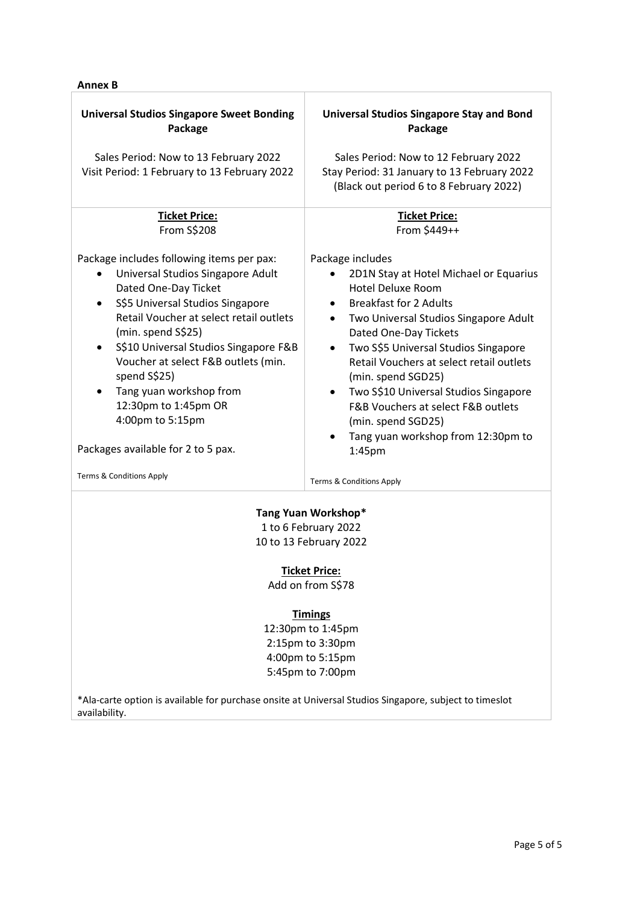**Annex B**

| Universal Studios Singapore Sweet Bonding Package | Universal Studios Singapore Stay and Bond Package |
|---|---|
| Sales Period: Now to 13 February 2022<br>Visit Period: 1 February to 13 February 2022 | Sales Period: Now to 12 February 2022<br>Stay Period: 31 January to 13 February 2022<br>(Black out period 6 to 8 February 2022) |
| **Ticket Price:**<br>From S$208<br><br>Package includes following items per pax:<br>• Universal Studios Singapore Adult Dated One-Day Ticket<br>• S$5 Universal Studios Singapore Retail Voucher at select retail outlets (min. spend S$25)<br>• S$10 Universal Studios Singapore F&B Voucher at select F&B outlets (min. spend S$25)<br>• Tang yuan workshop from 12:30pm to 1:45pm OR 4:00pm to 5:15pm<br><br>Packages available for 2 to 5 pax.<br><br>Terms & Conditions Apply | **Ticket Price:**<br>From $449++<br><br>Package includes<br>• 2D1N Stay at Hotel Michael or Equarius Hotel Deluxe Room<br>• Breakfast for 2 Adults<br>• Two Universal Studios Singapore Adult Dated One-Day Tickets<br>• Two S$5 Universal Studios Singapore Retail Vouchers at select retail outlets (min. spend SGD25)<br>• Two S$10 Universal Studios Singapore F&B Vouchers at select F&B outlets (min. spend SGD25)<br>• Tang yuan workshop from 12:30pm to 1:45pm<br><br>Terms & Conditions Apply |

**Tang Yuan Workshop***

1 to 6 February 2022
10 to 13 February 2022

**Ticket Price:**
Add on from S$78

**Timings**
12:30pm to 1:45pm
2:15pm to 3:30pm
4:00pm to 5:15pm
5:45pm to 7:00pm

*Ala-carte option is available for purchase onsite at Universal Studios Singapore, subject to timeslot availability.